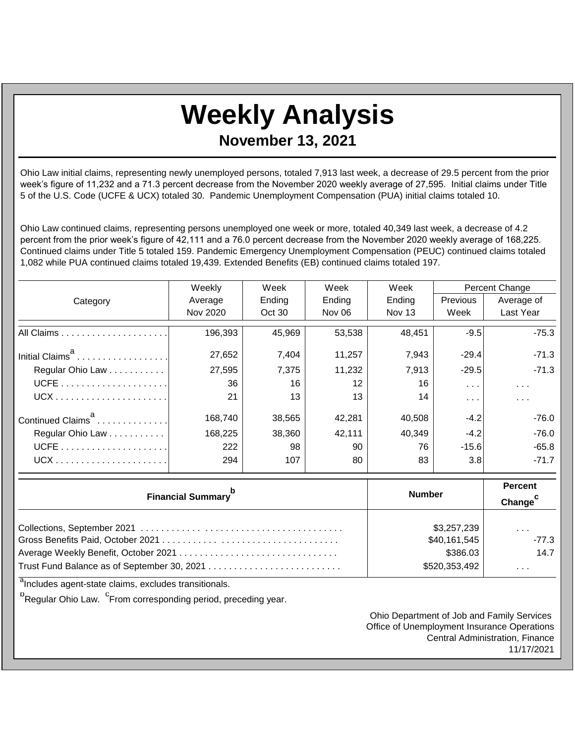# Weekly Analysis

## November 13, 2021

Ohio Law initial claims, representing newly unemployed persons, totaled 7,913 last week, a decrease of 29.5 percent from the prior week's figure of 11,232 and a 71.3 percent decrease from the November 2020 weekly average of 27,595. Initial claims under Title 5 of the U.S. Code (UCFE & UCX) totaled 30. Pandemic Unemployment Compensation (PUA) initial claims totaled 10.

Ohio Law continued claims, representing persons unemployed one week or more, totaled 40,349 last week, a decrease of 4.2 percent from the prior week's figure of 42,111 and a 76.0 percent decrease from the November 2020 weekly average of 168,225. Continued claims under Title 5 totaled 159. Pandemic Emergency Unemployment Compensation (PEUC) continued claims totaled 1,082 while PUA continued claims totaled 19,439. Extended Benefits (EB) continued claims totaled 197.

| Category | Weekly Average Nov 2020 | Week Ending Oct 30 | Week Ending Nov 06 | Week Ending Nov 13 | Percent Change | |
|---|---|---|---|---|---|---|
| | | | | | Previous Week | Average of Last Year |
| All Claims | 196,393 | 45,969 | 53,538 | 48,451 | -9.5 | -75.3 |
| Initial Claims[a] | 27,652 | 7,404 | 11,257 | 7,943 | -29.4 | -71.3 |
| Regular Ohio Law | 27,595 | 7,375 | 11,232 | 7,913 | -29.5 | -71.3 |
| UCFE | 36 | 16 | 12 | 16 | . . . | . . . |
| UCX | 21 | 13 | 13 | 14 | . . . | . . . |
| Continued Claims[a] | 168,740 | 38,565 | 42,281 | 40,508 | -4.2 | -76.0 |
| Regular Ohio Law | 168,225 | 38,360 | 42,111 | 40,349 | -4.2 | -76.0 |
| UCFE | 222 | 98 | 90 | 76 | -15.6 | -65.8 |
| UCX | 294 | 107 | 80 | 83 | 3.8 | -71.7 |

| Financial Summary[b] | Number | Percent Change[c] |
|---|---|---|
| Collections, September 2021 | $3,257,239 | . . . |
| Gross Benefits Paid, October 2021 | $40,161,545 | -77.3 |
| Average Weekly Benefit, October 2021 | $386.03 | 14.7 |
| Trust Fund Balance as of September 30, 2021 | $520,353,492 | . . . |

[a]Includes agent-state claims, excludes transitionals.

[b]Regular Ohio Law. [c]From corresponding period, preceding year.

Ohio Department of Job and Family Services
Office of Unemployment Insurance Operations
Central Administration, Finance
11/17/2021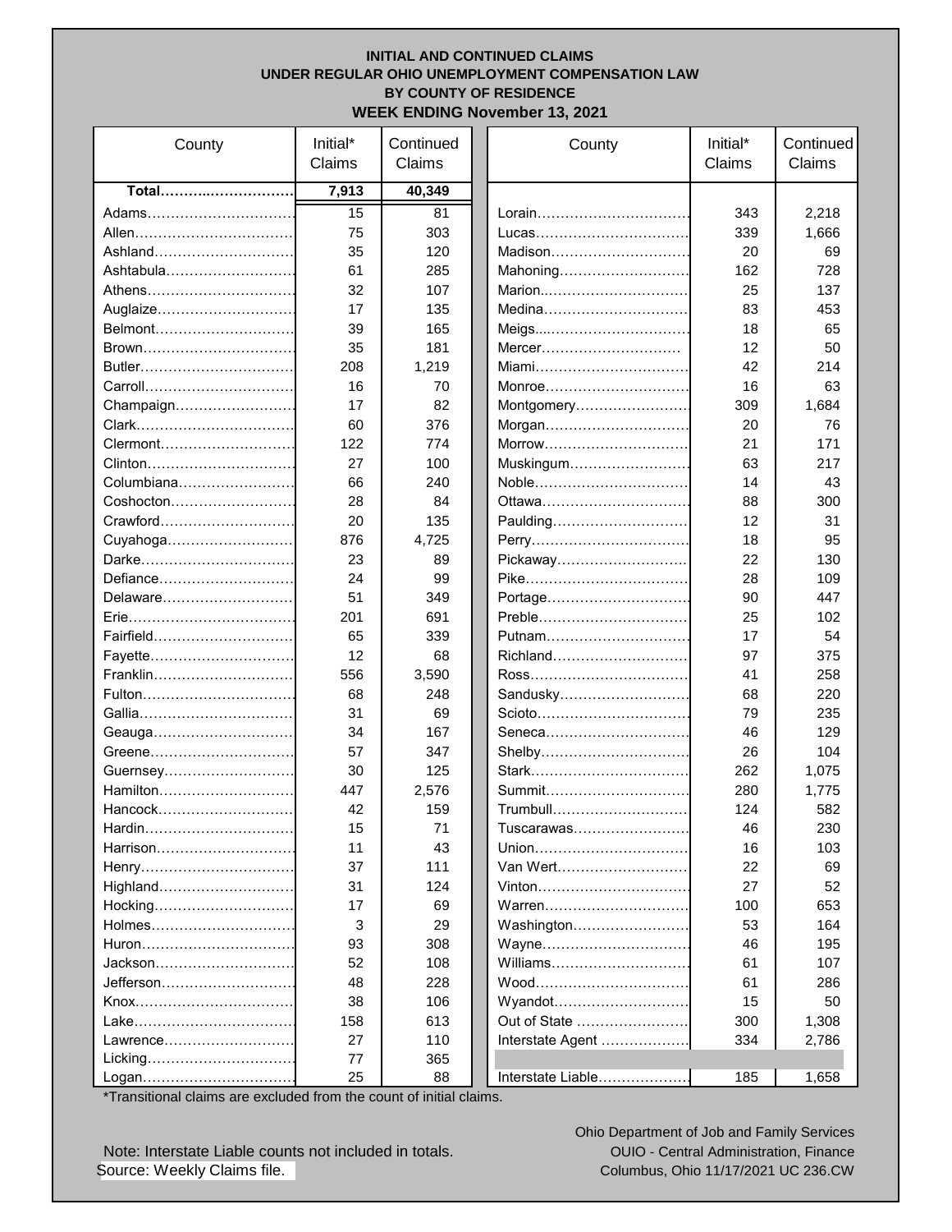**INITIAL AND CONTINUED CLAIMS**
**UNDER REGULAR OHIO UNEMPLOYMENT COMPENSATION LAW**
**BY COUNTY OF RESIDENCE**
**WEEK ENDING November 13, 2021**

| County | Initial* Claims | Continued Claims | County | Initial* Claims | Continued Claims |
|---|---|---|---|---|---|
| **Total…………………………** | **7,913** | **40,349** | | | |
| Adams…………………………… | 15 | 81 | Lorain…………………………… | 343 | 2,218 |
| Allen…………………………… | 75 | 303 | Lucas…………………………… | 339 | 1,666 |
| Ashland………………………… | 35 | 120 | Madison………………………… | 20 | 69 |
| Ashtabula……………………… | 61 | 285 | Mahoning……………………… | 162 | 728 |
| Athens…………………………… | 32 | 107 | Marion.………………………… | 25 | 137 |
| Auglaize………………………… | 17 | 135 | Medina………………………… | 83 | 453 |
| Belmont………………………… | 39 | 165 | Meigs..………………………… | 18 | 65 |
| Brown…………………………… | 35 | 181 | Mercer………………………… | 12 | 50 |
| Butler…………………………… | 208 | 1,219 | Miami…………………………… | 42 | 214 |
| Carroll…………………………… | 16 | 70 | Monroe………………………… | 16 | 63 |
| Champaign……………………… | 17 | 82 | Montgomery…………………… | 309 | 1,684 |
| Clark…………………………… | 60 | 376 | Morgan………………………… | 20 | 76 |
| Clermont………………………… | 122 | 774 | Morrow………………………… | 21 | 171 |
| Clinton…………………………… | 27 | 100 | Muskingum……………………… | 63 | 217 |
| Columbiana……………………… | 66 | 240 | Noble…………………………… | 14 | 43 |
| Coshocton……………………… | 28 | 84 | Ottawa………………………… | 88 | 300 |
| Crawford………………………… | 20 | 135 | Paulding……………………… | 12 | 31 |
| Cuyahoga……………………… | 876 | 4,725 | Perry…………………………… | 18 | 95 |
| Darke…………………………… | 23 | 89 | Pickaway……………………… | 22 | 130 |
| Defiance………………………… | 24 | 99 | Pike…………………………… | 28 | 109 |
| Delaware………………………… | 51 | 349 | Portage………………………… | 90 | 447 |
| Erie……………………………… | 201 | 691 | Preble………………………… | 25 | 102 |
| Fairfield………………………… | 65 | 339 | Putnam………………………… | 17 | 54 |
| Fayette…………………………… | 12 | 68 | Richland………………………… | 97 | 375 |
| Franklin………………………… | 556 | 3,590 | Ross…………………………… | 41 | 258 |
| Fulton…………………………… | 68 | 248 | Sandusky……………………… | 68 | 220 |
| Gallia…………………………… | 31 | 69 | Scioto………………………… | 79 | 235 |
| Geauga………………………… | 34 | 167 | Seneca………………………… | 46 | 129 |
| Greene………………………… | 57 | 347 | Shelby………………………… | 26 | 104 |
| Guernsey……………………… | 30 | 125 | Stark…………………………… | 262 | 1,075 |
| Hamilton………………………… | 447 | 2,576 | Summit………………………… | 280 | 1,775 |
| Hancock………………………… | 42 | 159 | Trumbull………………………… | 124 | 582 |
| Hardin…………………………… | 15 | 71 | Tuscarawas…………………… | 46 | 230 |
| Harrison………………………… | 11 | 43 | Union…………………………… | 16 | 103 |
| Henry…………………………… | 37 | 111 | Van Wert……………………… | 22 | 69 |
| Highland………………………… | 31 | 124 | Vinton………………………… | 27 | 52 |
| Hocking………………………… | 17 | 69 | Warren………………………… | 100 | 653 |
| Holmes…………………………… | 3 | 29 | Washington…………………… | 53 | 164 |
| Huron…………………………… | 93 | 308 | Wayne………………………… | 46 | 195 |
| Jackson………………………… | 52 | 108 | Williams………………………… | 61 | 107 |
| Jefferson………………………… | 48 | 228 | Wood…………………………… | 61 | 286 |
| Knox…………………………… | 38 | 106 | Wyandot……………………… | 15 | 50 |
| Lake……………………………… | 158 | 613 | Out of State …………………… | 300 | 1,308 |
| Lawrence………………………… | 27 | 110 | Interstate Agent ……………… | 334 | 2,786 |
| Licking…………………………… | 77 | 365 | | | |
| Logan…………………………… | 25 | 88 | Interstate Liable………………… | 185 | 1,658 |

*Transitional claims are excluded from the count of initial claims.

Note: Interstate Liable counts not included in totals.
Source: Weekly Claims file.

Ohio Department of Job and Family Services
OUIO - Central Administration, Finance
Columbus, Ohio 11/17/2021 UC 236.CW